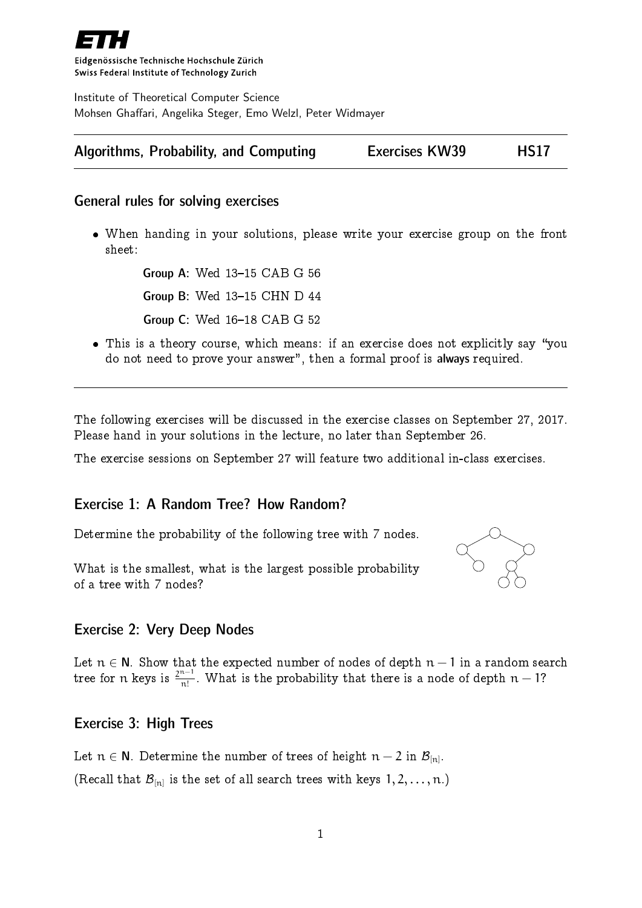**ETH** Eidgenössische Technische Hochschule Zürich
Swiss Federal Institute of Technology Zurich

Institute of Theoretical Computer Science
Mohsen Ghaffari, Angelika Steger, Emo Welzl, Peter Widmayer

**Algorithms, Probability, and Computing** — **Exercises KW39** — **HS17**

## General rules for solving exercises

- When handing in your solutions, please write your exercise group on the front sheet:

  **Group A**: Wed 13–15 CAB G 56

  **Group B**: Wed 13–15 CHN D 44

  **Group C**: Wed 16–18 CAB G 52

- This is a theory course, which means: if an exercise does not explicitly say "you do not need to prove your answer", then a formal proof is **always** required.

---

The following exercises will be discussed in the exercise classes on September 27, 2017. Please hand in your solutions in the lecture, no later than September 26.

The exercise sessions on September 27 will feature two additional in-class exercises.

## Exercise 1: A Random Tree? How Random?

Determine the probability of the following tree with 7 nodes.

What is the smallest, what is the largest possible probability of a tree with 7 nodes?

## Exercise 2: Very Deep Nodes

Let $n \in \mathbf{N}$. Show that the expected number of nodes of depth $n-1$ in a random search tree for $n$ keys is $\frac{2^{n-1}}{n!}$. What is the probability that there is a node of depth $n-1$?

## Exercise 3: High Trees

Let $n \in \mathbf{N}$. Determine the number of trees of height $n-2$ in $\mathcal{B}_{[n]}$.

(Recall that $\mathcal{B}_{[n]}$ is the set of all search trees with keys $1, 2, \ldots, n$.)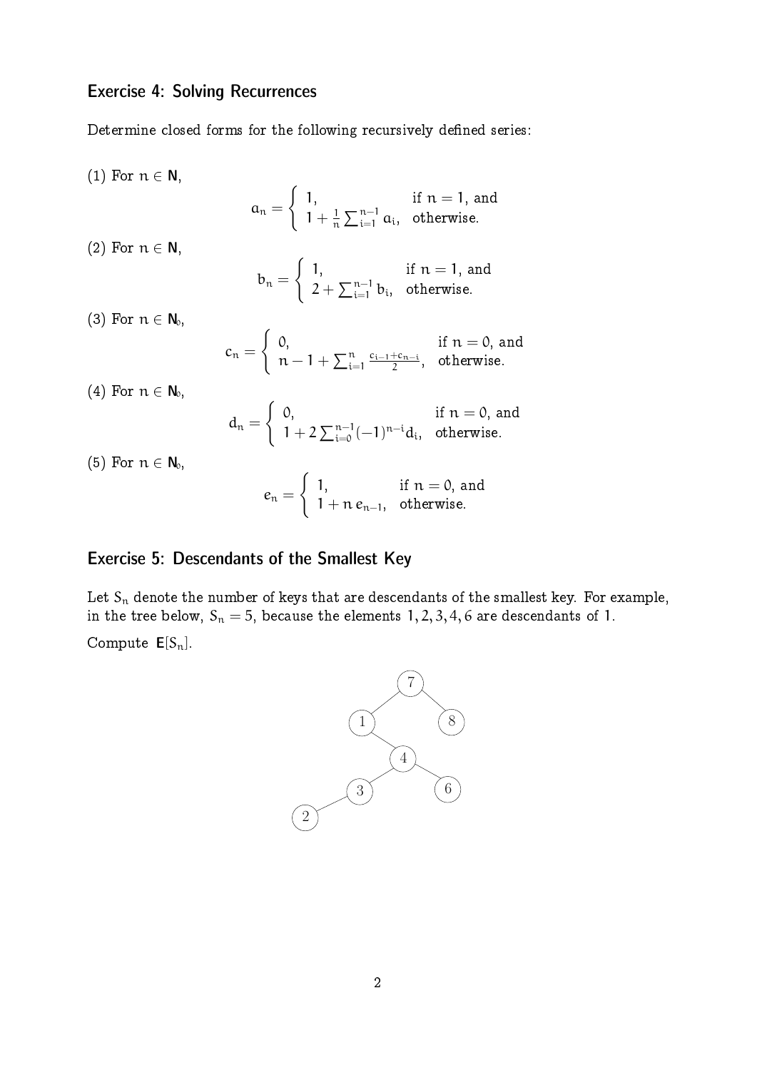## Exercise 4: Solving Recurrences

Determine closed forms for the following recursively defined series:

(1) For $n \in \mathbf{N}$,

$$a_n = \begin{cases} 1, & \text{if } n = 1, \text{ and} \\ 1 + \frac{1}{n}\sum_{i=1}^{n-1} a_i, & \text{otherwise.} \end{cases}$$

(2) For $n \in \mathbf{N}$,

$$b_n = \begin{cases} 1, & \text{if } n = 1, \text{ and} \\ 2 + \sum_{i=1}^{n-1} b_i, & \text{otherwise.} \end{cases}$$

(3) For $n \in \mathbf{N}_0$,

$$c_n = \begin{cases} 0, & \text{if } n = 0, \text{ and} \\ n - 1 + \sum_{i=1}^{n} \frac{c_{i-1} + c_{n-i}}{2}, & \text{otherwise.} \end{cases}$$

(4) For $n \in \mathbf{N}_0$,

$$d_n = \begin{cases} 0, & \text{if } n = 0, \text{ and} \\ 1 + 2\sum_{i=0}^{n-1} (-1)^{n-i} d_i, & \text{otherwise.} \end{cases}$$

(5) For $n \in \mathbf{N}_0$,

$$e_n = \begin{cases} 1, & \text{if } n = 0, \text{ and} \\ 1 + n\, e_{n-1}, & \text{otherwise.} \end{cases}$$

## Exercise 5: Descendants of the Smallest Key

Let $S_n$ denote the number of keys that are descendants of the smallest key. For example, in the tree below, $S_n = 5$, because the elements $1, 2, 3, 4, 6$ are descendants of $1$.

Compute $\mathbf{E}[S_n]$.

7
1
8
4
3
6
2